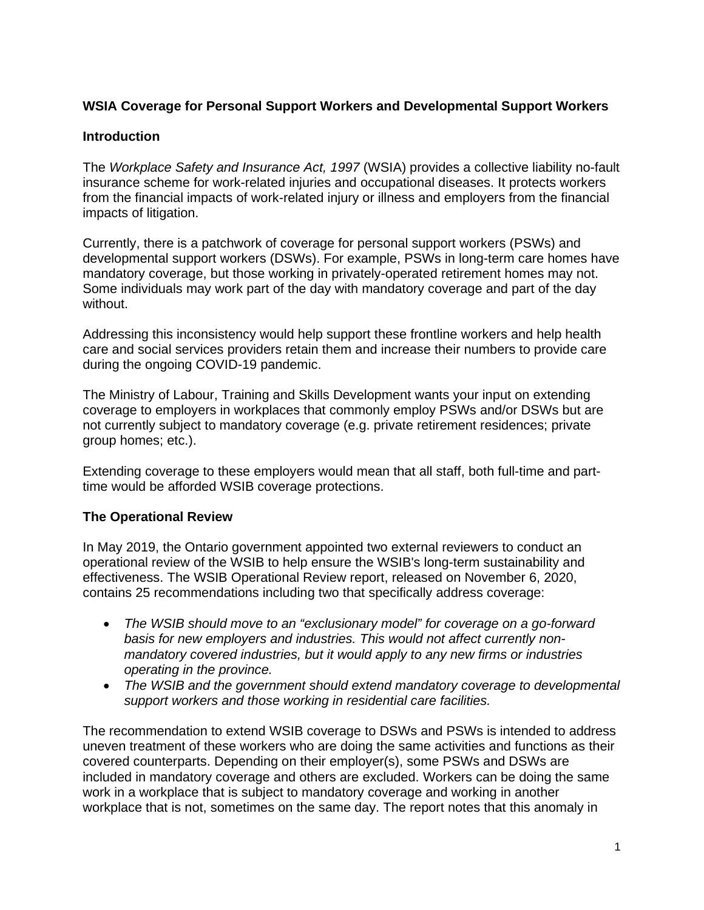## WSIA Coverage for Personal Support Workers and Developmental Support Workers

### Introduction

The *Workplace Safety and Insurance Act, 1997* (WSIA) provides a collective liability no-fault insurance scheme for work-related injuries and occupational diseases. It protects workers from the financial impacts of work-related injury or illness and employers from the financial impacts of litigation.

Currently, there is a patchwork of coverage for personal support workers (PSWs) and developmental support workers (DSWs). For example, PSWs in long-term care homes have mandatory coverage, but those working in privately-operated retirement homes may not. Some individuals may work part of the day with mandatory coverage and part of the day without.

Addressing this inconsistency would help support these frontline workers and help health care and social services providers retain them and increase their numbers to provide care during the ongoing COVID-19 pandemic.

The Ministry of Labour, Training and Skills Development wants your input on extending coverage to employers in workplaces that commonly employ PSWs and/or DSWs but are not currently subject to mandatory coverage (e.g. private retirement residences; private group homes; etc.).

Extending coverage to these employers would mean that all staff, both full-time and part-time would be afforded WSIB coverage protections.

### The Operational Review

In May 2019, the Ontario government appointed two external reviewers to conduct an operational review of the WSIB to help ensure the WSIB's long-term sustainability and effectiveness. The WSIB Operational Review report, released on November 6, 2020, contains 25 recommendations including two that specifically address coverage:

- *The WSIB should move to an "exclusionary model" for coverage on a go-forward basis for new employers and industries. This would not affect currently non-mandatory covered industries, but it would apply to any new firms or industries operating in the province.*
- *The WSIB and the government should extend mandatory coverage to developmental support workers and those working in residential care facilities.*

The recommendation to extend WSIB coverage to DSWs and PSWs is intended to address uneven treatment of these workers who are doing the same activities and functions as their covered counterparts. Depending on their employer(s), some PSWs and DSWs are included in mandatory coverage and others are excluded. Workers can be doing the same work in a workplace that is subject to mandatory coverage and working in another workplace that is not, sometimes on the same day. The report notes that this anomaly in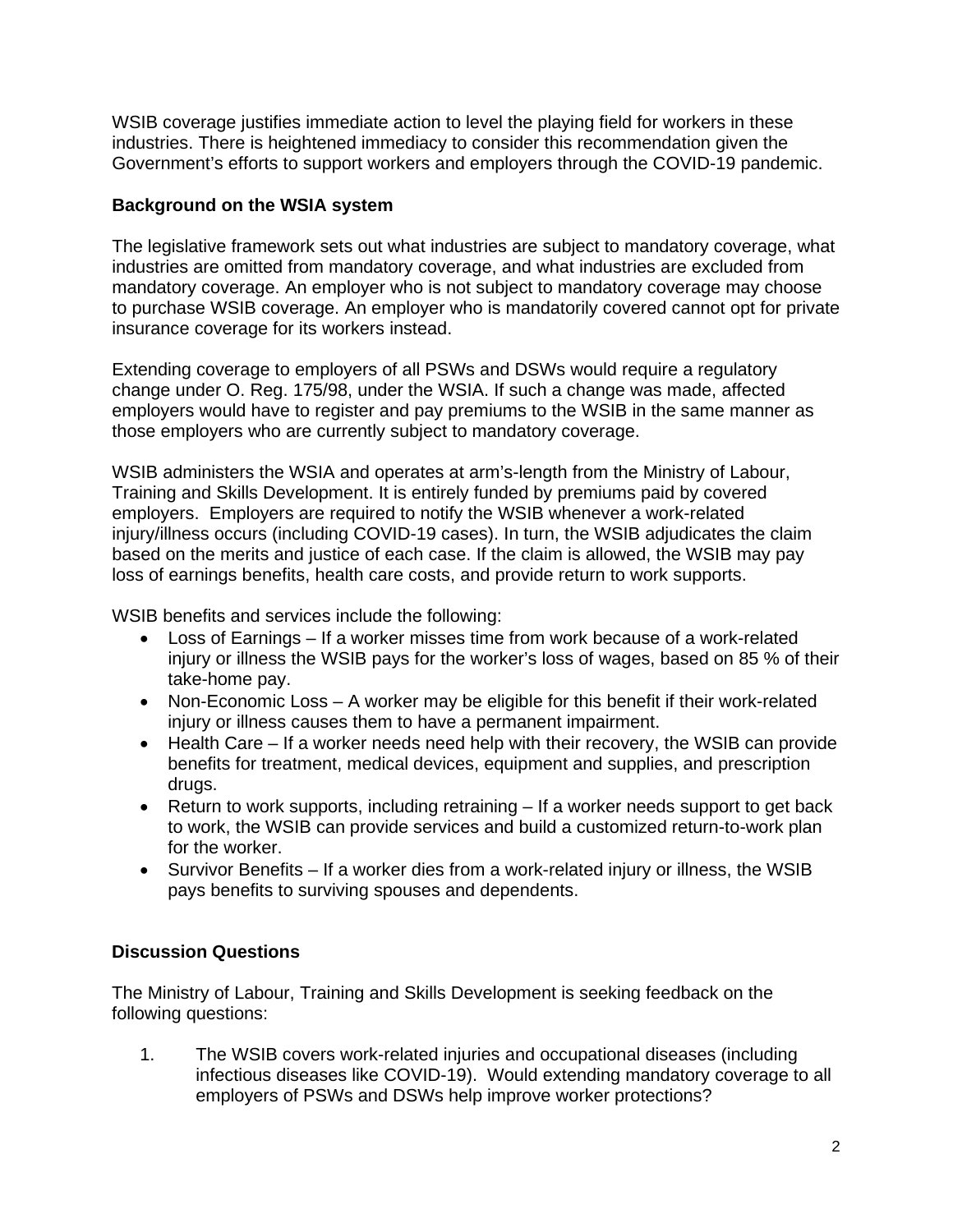WSIB coverage justifies immediate action to level the playing field for workers in these industries. There is heightened immediacy to consider this recommendation given the Government's efforts to support workers and employers through the COVID-19 pandemic.

**Background on the WSIA system**

The legislative framework sets out what industries are subject to mandatory coverage, what industries are omitted from mandatory coverage, and what industries are excluded from mandatory coverage. An employer who is not subject to mandatory coverage may choose to purchase WSIB coverage. An employer who is mandatorily covered cannot opt for private insurance coverage for its workers instead.

Extending coverage to employers of all PSWs and DSWs would require a regulatory change under O. Reg. 175/98, under the WSIA. If such a change was made, affected employers would have to register and pay premiums to the WSIB in the same manner as those employers who are currently subject to mandatory coverage.

WSIB administers the WSIA and operates at arm's-length from the Ministry of Labour, Training and Skills Development. It is entirely funded by premiums paid by covered employers. Employers are required to notify the WSIB whenever a work-related injury/illness occurs (including COVID-19 cases). In turn, the WSIB adjudicates the claim based on the merits and justice of each case. If the claim is allowed, the WSIB may pay loss of earnings benefits, health care costs, and provide return to work supports.

WSIB benefits and services include the following:

- Loss of Earnings – If a worker misses time from work because of a work-related injury or illness the WSIB pays for the worker's loss of wages, based on 85 % of their take-home pay.
- Non-Economic Loss – A worker may be eligible for this benefit if their work-related injury or illness causes them to have a permanent impairment.
- Health Care – If a worker needs need help with their recovery, the WSIB can provide benefits for treatment, medical devices, equipment and supplies, and prescription drugs.
- Return to work supports, including retraining – If a worker needs support to get back to work, the WSIB can provide services and build a customized return-to-work plan for the worker.
- Survivor Benefits – If a worker dies from a work-related injury or illness, the WSIB pays benefits to surviving spouses and dependents.

**Discussion Questions**

The Ministry of Labour, Training and Skills Development is seeking feedback on the following questions:

1. The WSIB covers work-related injuries and occupational diseases (including infectious diseases like COVID-19). Would extending mandatory coverage to all employers of PSWs and DSWs help improve worker protections?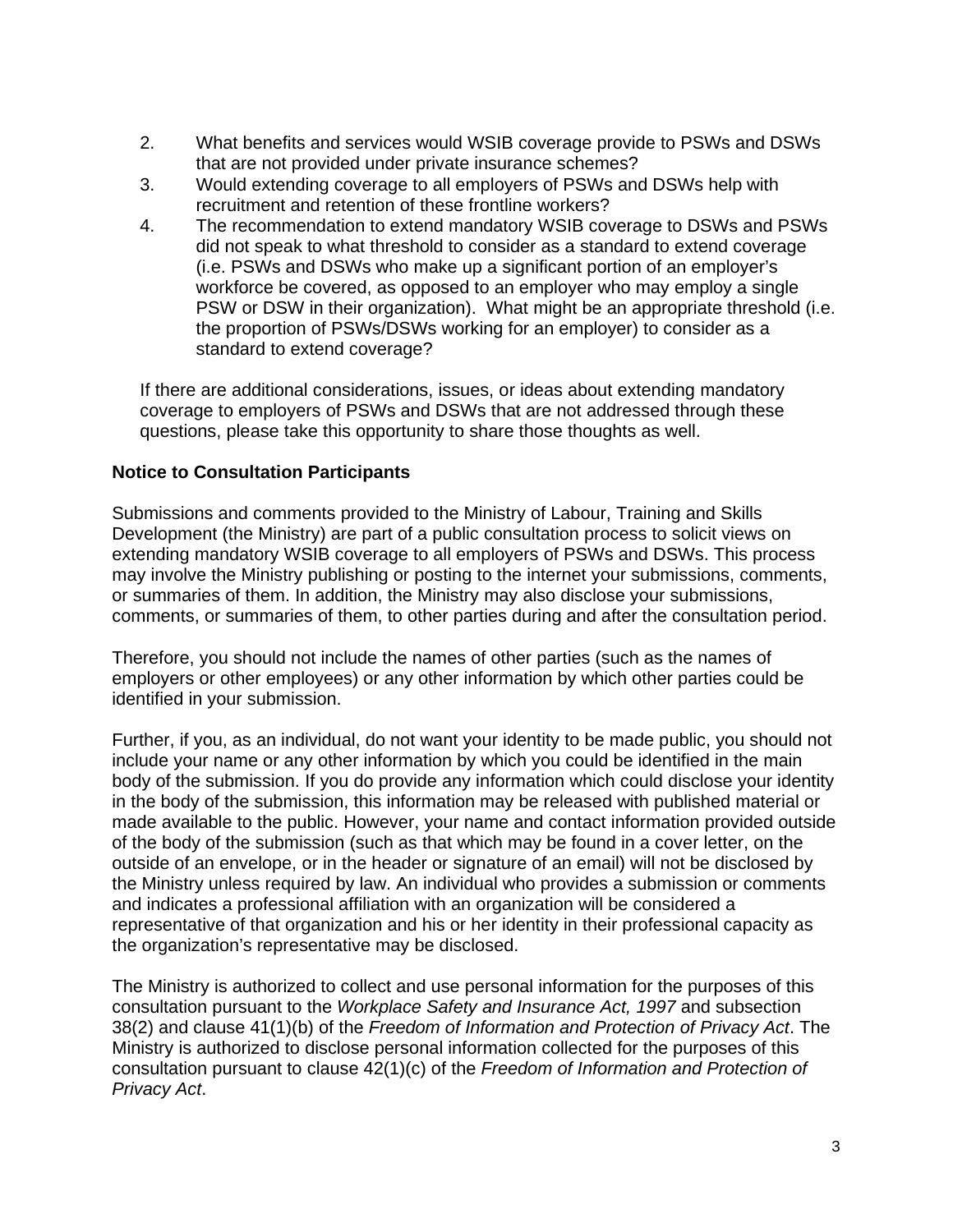2. What benefits and services would WSIB coverage provide to PSWs and DSWs that are not provided under private insurance schemes?
3. Would extending coverage to all employers of PSWs and DSWs help with recruitment and retention of these frontline workers?
4. The recommendation to extend mandatory WSIB coverage to DSWs and PSWs did not speak to what threshold to consider as a standard to extend coverage (i.e. PSWs and DSWs who make up a significant portion of an employer's workforce be covered, as opposed to an employer who may employ a single PSW or DSW in their organization). What might be an appropriate threshold (i.e. the proportion of PSWs/DSWs working for an employer) to consider as a standard to extend coverage?

If there are additional considerations, issues, or ideas about extending mandatory coverage to employers of PSWs and DSWs that are not addressed through these questions, please take this opportunity to share those thoughts as well.

**Notice to Consultation Participants**

Submissions and comments provided to the Ministry of Labour, Training and Skills Development (the Ministry) are part of a public consultation process to solicit views on extending mandatory WSIB coverage to all employers of PSWs and DSWs. This process may involve the Ministry publishing or posting to the internet your submissions, comments, or summaries of them. In addition, the Ministry may also disclose your submissions, comments, or summaries of them, to other parties during and after the consultation period.

Therefore, you should not include the names of other parties (such as the names of employers or other employees) or any other information by which other parties could be identified in your submission.

Further, if you, as an individual, do not want your identity to be made public, you should not include your name or any other information by which you could be identified in the main body of the submission. If you do provide any information which could disclose your identity in the body of the submission, this information may be released with published material or made available to the public. However, your name and contact information provided outside of the body of the submission (such as that which may be found in a cover letter, on the outside of an envelope, or in the header or signature of an email) will not be disclosed by the Ministry unless required by law. An individual who provides a submission or comments and indicates a professional affiliation with an organization will be considered a representative of that organization and his or her identity in their professional capacity as the organization's representative may be disclosed.

The Ministry is authorized to collect and use personal information for the purposes of this consultation pursuant to the *Workplace Safety and Insurance Act, 1997* and subsection 38(2) and clause 41(1)(b) of the *Freedom of Information and Protection of Privacy Act*. The Ministry is authorized to disclose personal information collected for the purposes of this consultation pursuant to clause 42(1)(c) of the *Freedom of Information and Protection of Privacy Act*.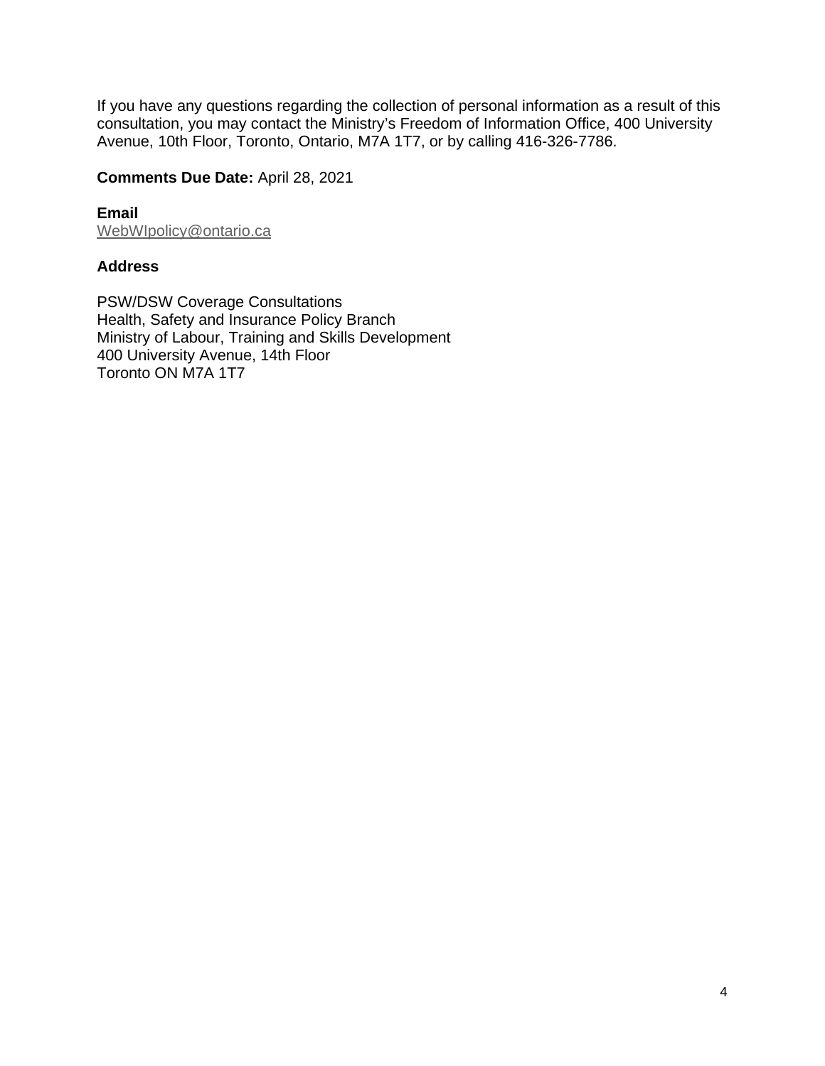If you have any questions regarding the collection of personal information as a result of this consultation, you may contact the Ministry's Freedom of Information Office, 400 University Avenue, 10th Floor, Toronto, Ontario, M7A 1T7, or by calling 416-326-7786.

**Comments Due Date:** April 28, 2021

**Email**
WebWIpolicy@ontario.ca

**Address**

PSW/DSW Coverage Consultations
Health, Safety and Insurance Policy Branch
Ministry of Labour, Training and Skills Development
400 University Avenue, 14th Floor
Toronto ON M7A 1T7